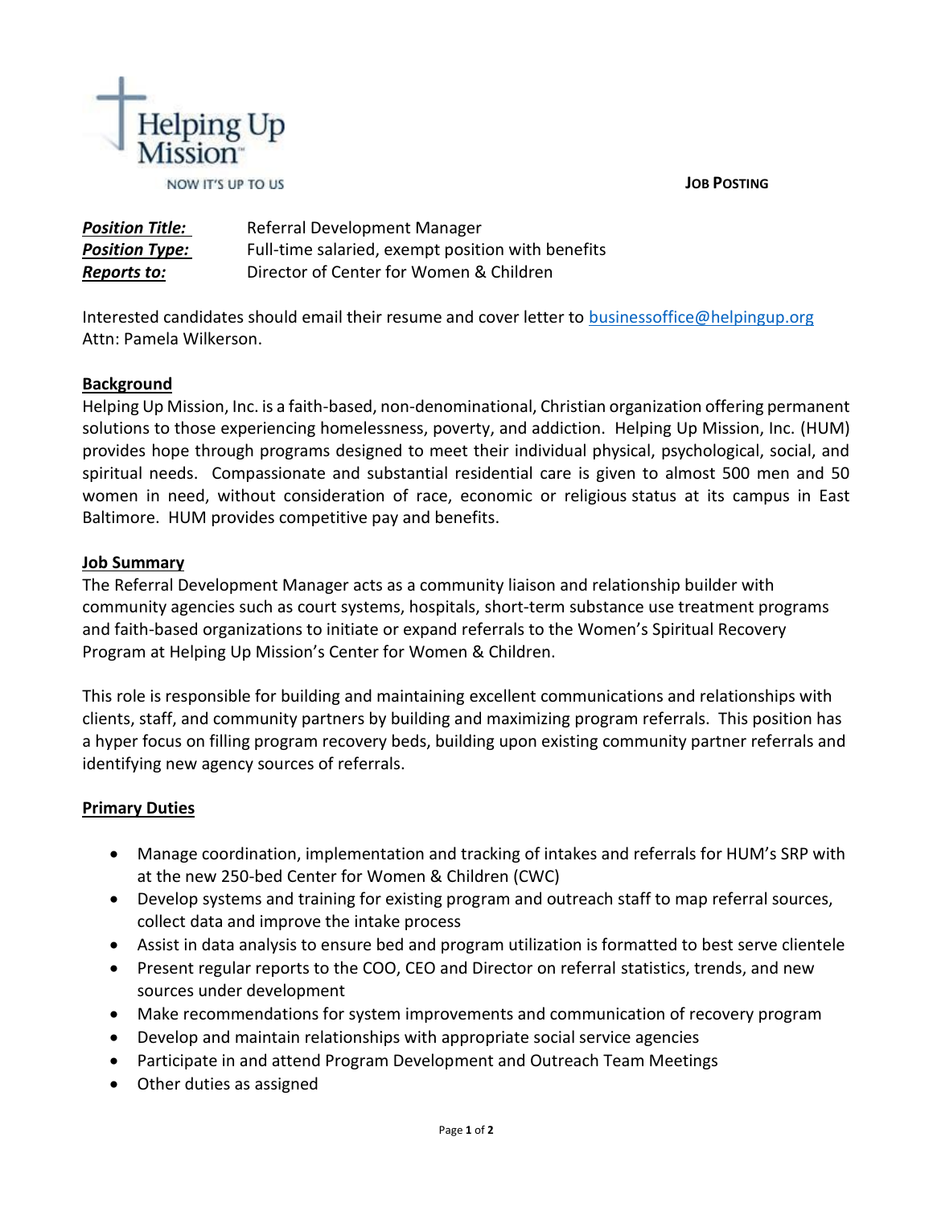Helping Up Mission

NOW IT'S UP TO US

**JOB POSTING**

***Position Title:*** Referral Development Manager
***Position Type:*** Full-time salaried, exempt position with benefits
***Reports to:*** Director of Center for Women & Children

Interested candidates should email their resume and cover letter to businessoffice@helpingup.org Attn: Pamela Wilkerson.

## Background

Helping Up Mission, Inc. is a faith-based, non-denominational, Christian organization offering permanent solutions to those experiencing homelessness, poverty, and addiction. Helping Up Mission, Inc. (HUM) provides hope through programs designed to meet their individual physical, psychological, social, and spiritual needs. Compassionate and substantial residential care is given to almost 500 men and 50 women in need, without consideration of race, economic or religious status at its campus in East Baltimore. HUM provides competitive pay and benefits.

## Job Summary

The Referral Development Manager acts as a community liaison and relationship builder with community agencies such as court systems, hospitals, short-term substance use treatment programs and faith-based organizations to initiate or expand referrals to the Women's Spiritual Recovery Program at Helping Up Mission's Center for Women & Children.

This role is responsible for building and maintaining excellent communications and relationships with clients, staff, and community partners by building and maximizing program referrals. This position has a hyper focus on filling program recovery beds, building upon existing community partner referrals and identifying new agency sources of referrals.

## Primary Duties

- Manage coordination, implementation and tracking of intakes and referrals for HUM's SRP with at the new 250-bed Center for Women & Children (CWC)
- Develop systems and training for existing program and outreach staff to map referral sources, collect data and improve the intake process
- Assist in data analysis to ensure bed and program utilization is formatted to best serve clientele
- Present regular reports to the COO, CEO and Director on referral statistics, trends, and new sources under development
- Make recommendations for system improvements and communication of recovery program
- Develop and maintain relationships with appropriate social service agencies
- Participate in and attend Program Development and Outreach Team Meetings
- Other duties as assigned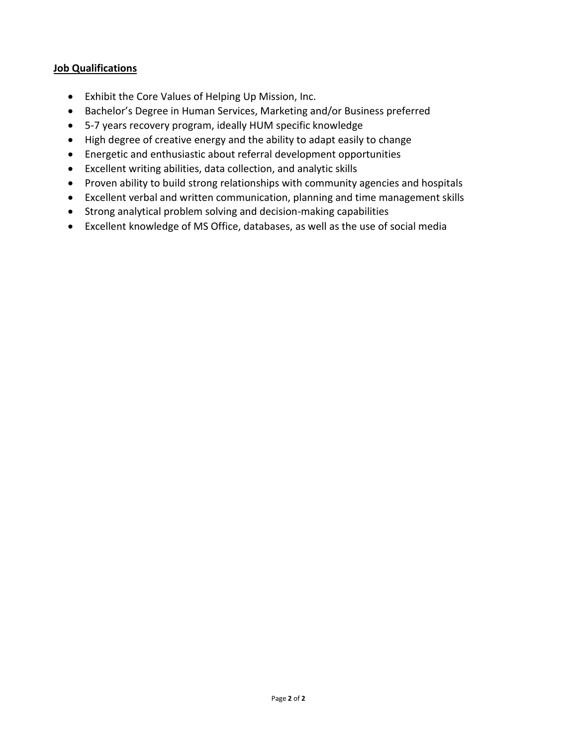**Job Qualifications**

- Exhibit the Core Values of Helping Up Mission, Inc.
- Bachelor's Degree in Human Services, Marketing and/or Business preferred
- 5-7 years recovery program, ideally HUM specific knowledge
- High degree of creative energy and the ability to adapt easily to change
- Energetic and enthusiastic about referral development opportunities
- Excellent writing abilities, data collection, and analytic skills
- Proven ability to build strong relationships with community agencies and hospitals
- Excellent verbal and written communication, planning and time management skills
- Strong analytical problem solving and decision-making capabilities
- Excellent knowledge of MS Office, databases, as well as the use of social media